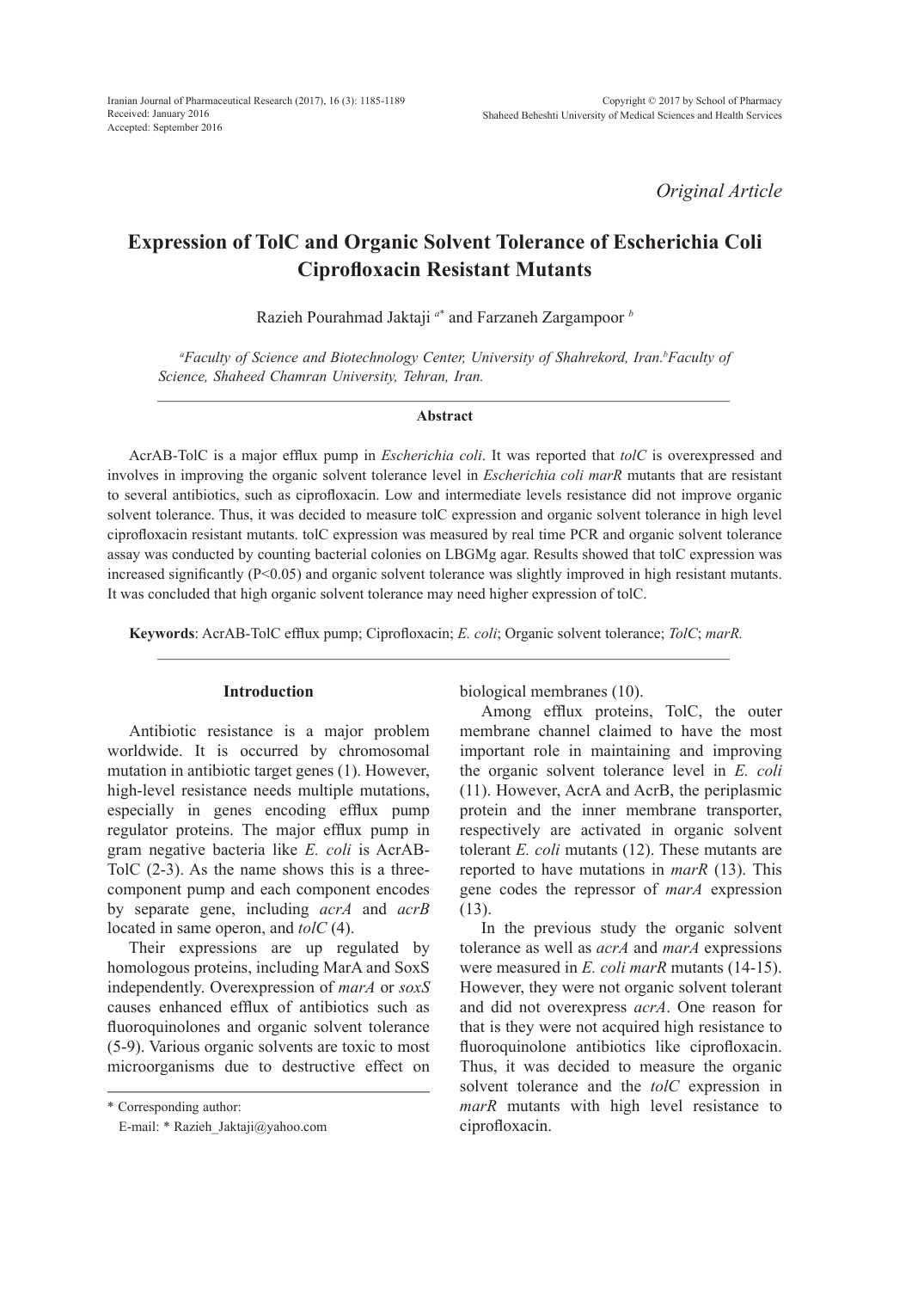*Original Article*

# Expression of TolC and Organic Solvent Tolerance of Escherichia Coli Ciprofloxacin Resistant Mutants

Razieh Pourahmad Jaktaji [a*] and Farzaneh Zargampoor [b]

[a]*Faculty of Science and Biotechnology Center, University of Shahrekord, Iran.*[b]*Faculty of Science, Shaheed Chamran University, Tehran, Iran.*

## Abstract

AcrAB-TolC is a major efflux pump in *Escherichia coli*. It was reported that *tolC* is overexpressed and involves in improving the organic solvent tolerance level in *Escherichia coli marR* mutants that are resistant to several antibiotics, such as ciprofloxacin. Low and intermediate levels resistance did not improve organic solvent tolerance. Thus, it was decided to measure tolC expression and organic solvent tolerance in high level ciprofloxacin resistant mutants. tolC expression was measured by real time PCR and organic solvent tolerance assay was conducted by counting bacterial colonies on LBGMg agar. Results showed that tolC expression was increased significantly ($P<0.05$) and organic solvent tolerance was slightly improved in high resistant mutants. It was concluded that high organic solvent tolerance may need higher expression of tolC.

**Keywords**: AcrAB-TolC efflux pump; Ciprofloxacin; *E. coli*; Organic solvent tolerance; *TolC*; *marR*.

## Introduction

Antibiotic resistance is a major problem worldwide. It is occurred by chromosomal mutation in antibiotic target genes (1). However, high-level resistance needs multiple mutations, especially in genes encoding efflux pump regulator proteins. The major efflux pump in gram negative bacteria like *E. coli* is AcrAB-TolC (2-3). As the name shows this is a three-component pump and each component encodes by separate gene, including *acrA* and *acrB* located in same operon, and *tolC* (4).

Their expressions are up regulated by homologous proteins, including MarA and SoxS independently. Overexpression of *marA* or *soxS* causes enhanced efflux of antibiotics such as fluoroquinolones and organic solvent tolerance (5-9). Various organic solvents are toxic to most microorganisms due to destructive effect on biological membranes (10).

Among efflux proteins, TolC, the outer membrane channel claimed to have the most important role in maintaining and improving the organic solvent tolerance level in *E. coli* (11). However, AcrA and AcrB, the periplasmic protein and the inner membrane transporter, respectively are activated in organic solvent tolerant *E. coli* mutants (12). These mutants are reported to have mutations in *marR* (13). This gene codes the repressor of *marA* expression (13).

In the previous study the organic solvent tolerance as well as *acrA* and *marA* expressions were measured in *E. coli marR* mutants (14-15). However, they were not organic solvent tolerant and did not overexpress *acrA*. One reason for that is they were not acquired high resistance to fluoroquinolone antibiotics like ciprofloxacin. Thus, it was decided to measure the organic solvent tolerance and the *tolC* expression in *marR* mutants with high level resistance to ciprofloxacin.

\* Corresponding author:
E-mail: * Razieh_Jaktaji@yahoo.com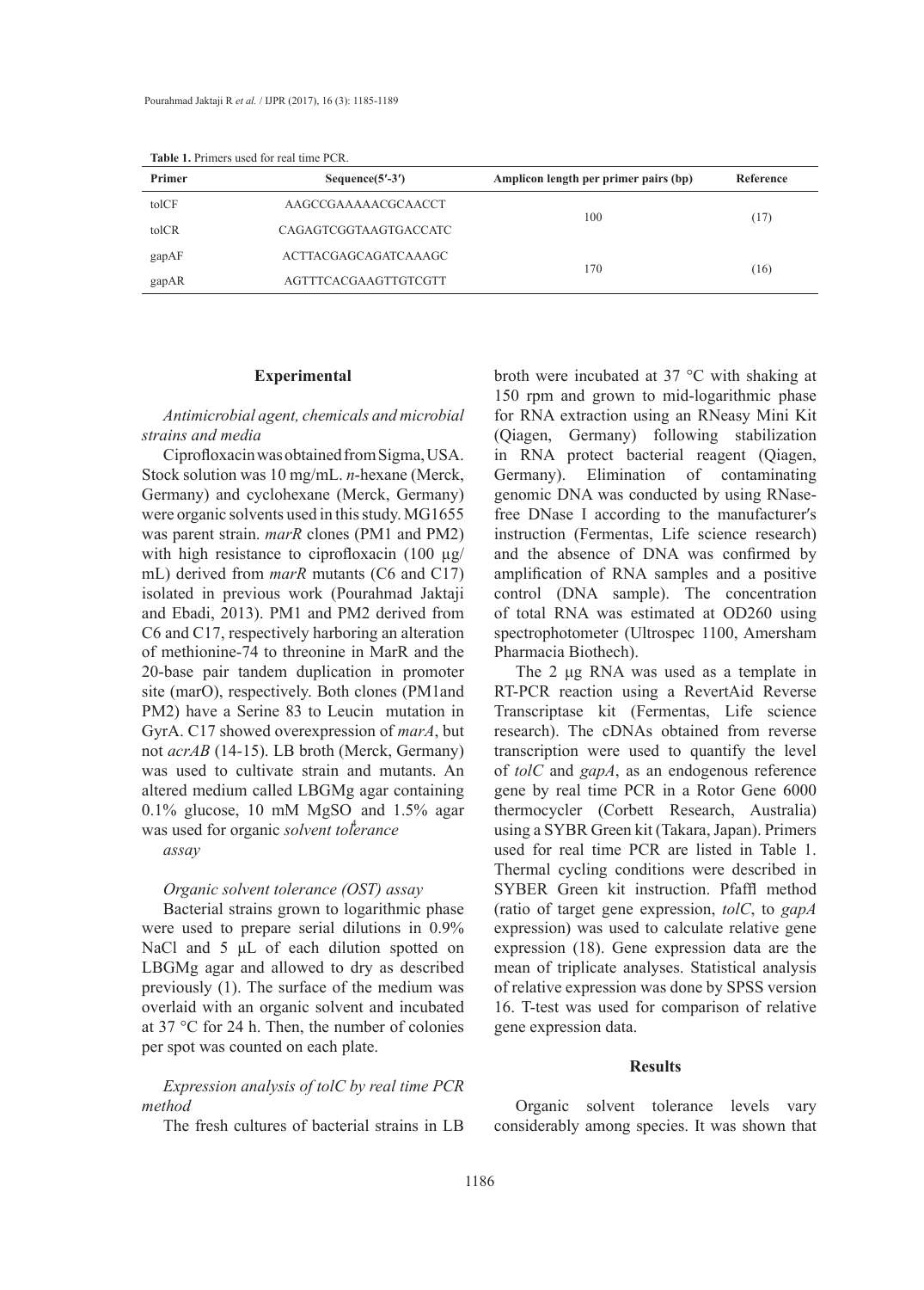**Table 1.** Primers used for real time PCR.

| Primer | Sequence(5′-3′) | Amplicon length per primer pairs (bp) | Reference |
|---|---|---|---|
| tolCF | AAGCCGAAAAACGCAACCT | 100 | (17) |
| tolCR | CAGAGTCGGTAAGTGACCATC | | |
| gapAF | ACTTACGAGCAGATCAAAGC | 170 | (16) |
| gapAR | AGTTTCACGAAGTTGTCGTT | | |

## Experimental

*Antimicrobial agent, chemicals and microbial strains and media*

Ciprofloxacin was obtained from Sigma, USA. Stock solution was 10 mg/mL. *n*-hexane (Merck, Germany) and cyclohexane (Merck, Germany) were organic solvents used in this study. MG1655 was parent strain. *marR* clones (PM1 and PM2) with high resistance to ciprofloxacin (100 µg/mL) derived from *marR* mutants (C6 and C17) isolated in previous work (Pourahmad Jaktaji and Ebadi, 2013). PM1 and PM2 derived from C6 and C17, respectively harboring an alteration of methionine-74 to threonine in MarR and the 20-base pair tandem duplication in promoter site (marO), respectively. Both clones (PM1and PM2) have a Serine 83 to Leucin mutation in GyrA. C17 showed overexpression of *marA*, but not *acrAB* (14-15). LB broth (Merck, Germany) was used to cultivate strain and mutants. An altered medium called LBGMg agar containing 0.1% glucose, 10 mM $MgSO_4$ and 1.5% agar was used for organic *solvent tolerance assay*

*Organic solvent tolerance (OST) assay*

Bacterial strains grown to logarithmic phase were used to prepare serial dilutions in 0.9% NaCl and 5 µL of each dilution spotted on LBGMg agar and allowed to dry as described previously (1). The surface of the medium was overlaid with an organic solvent and incubated at 37 °C for 24 h. Then, the number of colonies per spot was counted on each plate.

*Expression analysis of tolC by real time PCR method*

The fresh cultures of bacterial strains in LB broth were incubated at 37 °C with shaking at 150 rpm and grown to mid-logarithmic phase for RNA extraction using an RNeasy Mini Kit (Qiagen, Germany) following stabilization in RNA protect bacterial reagent (Qiagen, Germany). Elimination of contaminating genomic DNA was conducted by using RNase-free DNase I according to the manufacturer′s instruction (Fermentas, Life science research) and the absence of DNA was confirmed by amplification of RNA samples and a positive control (DNA sample). The concentration of total RNA was estimated at OD260 using spectrophotometer (Ultrospec 1100, Amersham Pharmacia Biothech).

The 2 µg RNA was used as a template in RT-PCR reaction using a RevertAid Reverse Transcriptase kit (Fermentas, Life science research). The cDNAs obtained from reverse transcription were used to quantify the level of *tolC* and *gapA*, as an endogenous reference gene by real time PCR in a Rotor Gene 6000 thermocycler (Corbett Research, Australia) using a SYBR Green kit (Takara, Japan). Primers used for real time PCR are listed in Table 1. Thermal cycling conditions were described in SYBER Green kit instruction. Pfaffl method (ratio of target gene expression, *tolC*, to *gapA* expression) was used to calculate relative gene expression (18). Gene expression data are the mean of triplicate analyses. Statistical analysis of relative expression was done by SPSS version 16. T-test was used for comparison of relative gene expression data.

## Results

Organic solvent tolerance levels vary considerably among species. It was shown that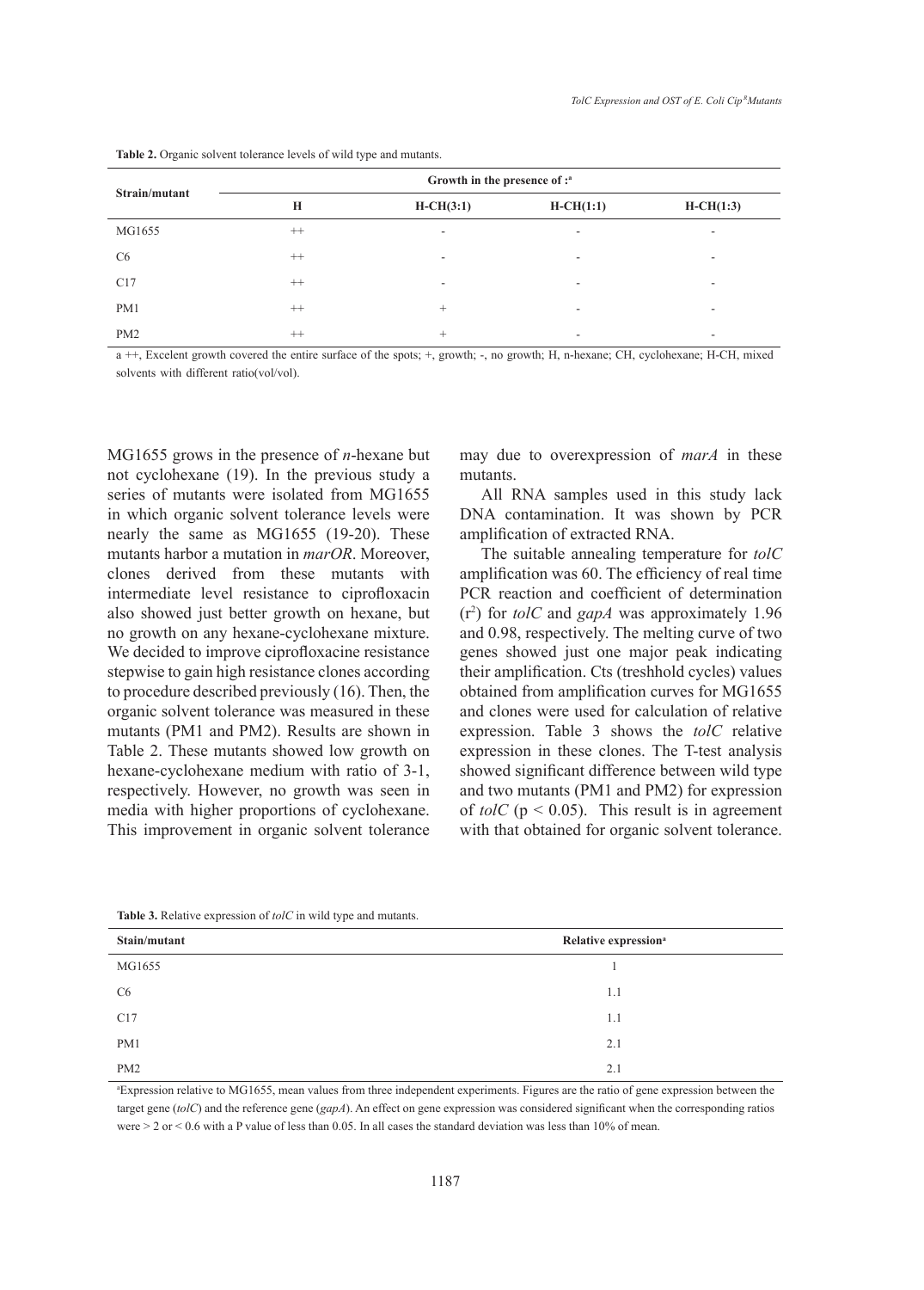**Table 2.** Organic solvent tolerance levels of wild type and mutants.

| Strain/mutant | Growth in the presence of :[a] | | | |
|---|---|---|---|---|
| | H | H-CH(3:1) | H-CH(1:1) | H-CH(1:3) |
| MG1655 | ++ | - | - | - |
| C6 | ++ | - | - | - |
| C17 | ++ | - | - | - |
| PM1 | ++ | + | - | - |
| PM2 | ++ | + | - | - |

a ++, Excelent growth covered the entire surface of the spots; +, growth; -, no growth; H, n-hexane; CH, cyclohexane; H-CH, mixed solvents with different ratio(vol/vol).

MG1655 grows in the presence of *n*-hexane but not cyclohexane (19). In the previous study a series of mutants were isolated from MG1655 in which organic solvent tolerance levels were nearly the same as MG1655 (19-20). These mutants harbor a mutation in *marOR*. Moreover, clones derived from these mutants with intermediate level resistance to ciprofloxacin also showed just better growth on hexane, but no growth on any hexane-cyclohexane mixture. We decided to improve ciprofloxacine resistance stepwise to gain high resistance clones according to procedure described previously (16). Then, the organic solvent tolerance was measured in these mutants (PM1 and PM2). Results are shown in Table 2. These mutants showed low growth on hexane-cyclohexane medium with ratio of 3-1, respectively. However, no growth was seen in media with higher proportions of cyclohexane. This improvement in organic solvent tolerance may due to overexpression of *marA* in these mutants.

All RNA samples used in this study lack DNA contamination. It was shown by PCR amplification of extracted RNA.

The suitable annealing temperature for *tolC* amplification was 60. The efficiency of real time PCR reaction and coefficient of determination ($r^2$) for *tolC* and *gapA* was approximately 1.96 and 0.98, respectively. The melting curve of two genes showed just one major peak indicating their amplification. Cts (treshhold cycles) values obtained from amplification curves for MG1655 and clones were used for calculation of relative expression. Table 3 shows the *tolC* relative expression in these clones. The T-test analysis showed significant difference between wild type and two mutants (PM1 and PM2) for expression of *tolC* ($p < 0.05$). This result is in agreement with that obtained for organic solvent tolerance.

**Table 3.** Relative expression of *tolC* in wild type and mutants.

| Stain/mutant | Relative expression[a] |
|---|---|
| MG1655 | 1 |
| C6 | 1.1 |
| C17 | 1.1 |
| PM1 | 2.1 |
| PM2 | 2.1 |

[a]Expression relative to MG1655, mean values from three independent experiments. Figures are the ratio of gene expression between the target gene (*tolC*) and the reference gene (*gapA*). An effect on gene expression was considered significant when the corresponding ratios were > 2 or < 0.6 with a P value of less than 0.05. In all cases the standard deviation was less than 10% of mean.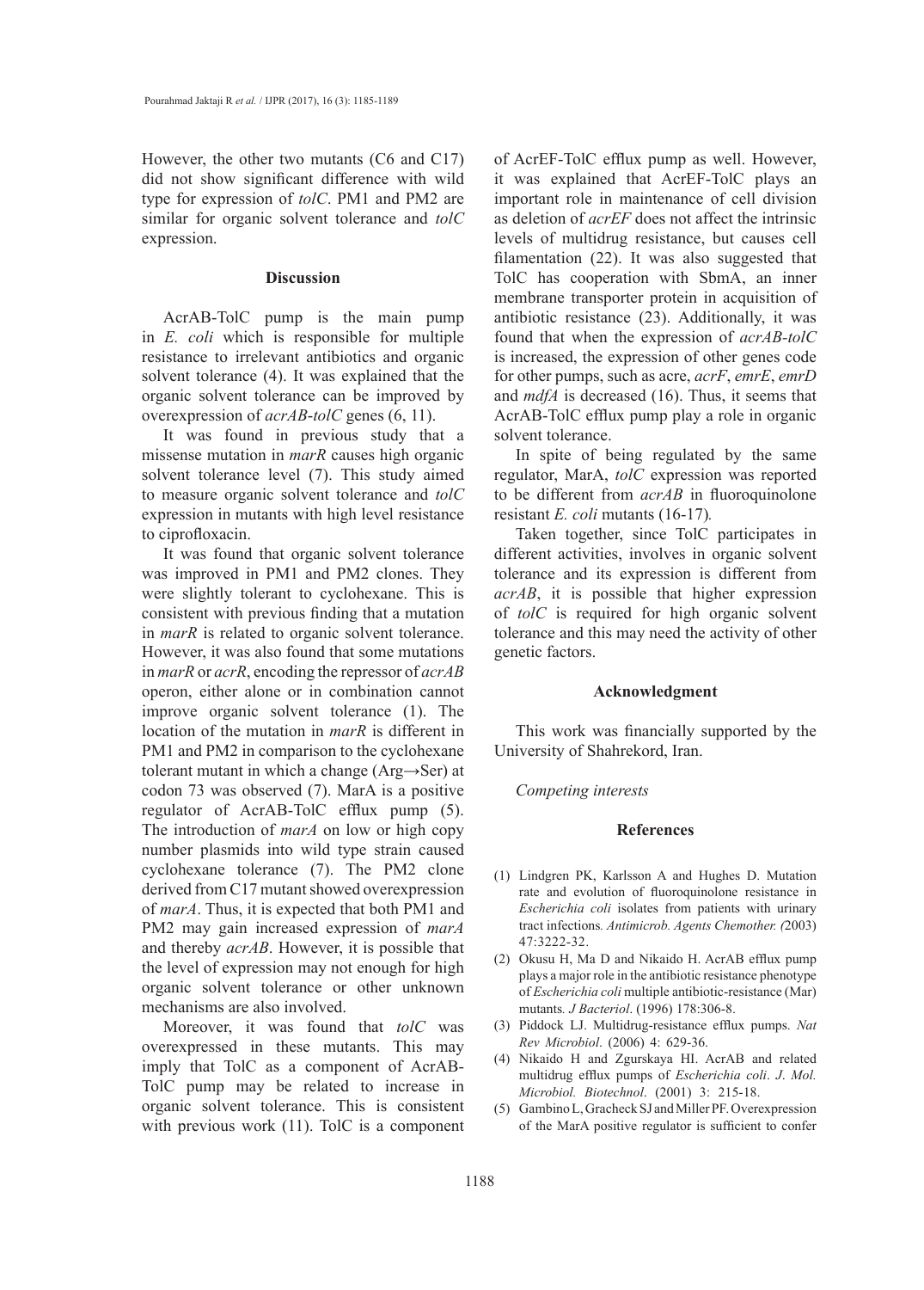However, the other two mutants (C6 and C17) did not show significant difference with wild type for expression of *tolC*. PM1 and PM2 are similar for organic solvent tolerance and *tolC* expression.

## Discussion

AcrAB-TolC pump is the main pump in *E. coli* which is responsible for multiple resistance to irrelevant antibiotics and organic solvent tolerance (4). It was explained that the organic solvent tolerance can be improved by overexpression of *acrAB-tolC* genes (6, 11).

It was found in previous study that a missense mutation in *marR* causes high organic solvent tolerance level (7). This study aimed to measure organic solvent tolerance and *tolC* expression in mutants with high level resistance to ciprofloxacin.

It was found that organic solvent tolerance was improved in PM1 and PM2 clones. They were slightly tolerant to cyclohexane. This is consistent with previous finding that a mutation in *marR* is related to organic solvent tolerance. However, it was also found that some mutations in *marR* or *acrR*, encoding the repressor of *acrAB* operon, either alone or in combination cannot improve organic solvent tolerance (1). The location of the mutation in *marR* is different in PM1 and PM2 in comparison to the cyclohexane tolerant mutant in which a change (Arg→Ser) at codon 73 was observed (7). MarA is a positive regulator of AcrAB-TolC efflux pump (5). The introduction of *marA* on low or high copy number plasmids into wild type strain caused cyclohexane tolerance (7). The PM2 clone derived from C17 mutant showed overexpression of *marA*. Thus, it is expected that both PM1 and PM2 may gain increased expression of *marA* and thereby *acrAB*. However, it is possible that the level of expression may not enough for high organic solvent tolerance or other unknown mechanisms are also involved.

Moreover, it was found that *tolC* was overexpressed in these mutants. This may imply that TolC as a component of AcrAB-TolC pump may be related to increase in organic solvent tolerance. This is consistent with previous work (11). TolC is a component of AcrEF-TolC efflux pump as well. However, it was explained that AcrEF-TolC plays an important role in maintenance of cell division as deletion of *acrEF* does not affect the intrinsic levels of multidrug resistance, but causes cell filamentation (22). It was also suggested that TolC has cooperation with SbmA, an inner membrane transporter protein in acquisition of antibiotic resistance (23). Additionally, it was found that when the expression of *acrAB-tolC* is increased, the expression of other genes code for other pumps, such as acre, *acrF*, *emrE*, *emrD* and *mdfA* is decreased (16). Thus, it seems that AcrAB-TolC efflux pump play a role in organic solvent tolerance.

In spite of being regulated by the same regulator, MarA, *tolC* expression was reported to be different from *acrAB* in fluoroquinolone resistant *E. coli* mutants (16-17).

Taken together, since TolC participates in different activities, involves in organic solvent tolerance and its expression is different from *acrAB*, it is possible that higher expression of *tolC* is required for high organic solvent tolerance and this may need the activity of other genetic factors.

## Acknowledgment

This work was financially supported by the University of Shahrekord, Iran.

*Competing interests*

## References

(1) Lindgren PK, Karlsson A and Hughes D. Mutation rate and evolution of fluoroquinolone resistance in *Escherichia coli* isolates from patients with urinary tract infections. *Antimicrob. Agents Chemother.* (2003) 47:3222-32.

(2) Okusu H, Ma D and Nikaido H. AcrAB efflux pump plays a major role in the antibiotic resistance phenotype of *Escherichia coli* multiple antibiotic-resistance (Mar) mutants. *J Bacteriol*. (1996) 178:306-8.

(3) Piddock LJ. Multidrug-resistance efflux pumps. *Nat Rev Microbiol*. (2006) 4: 629-36.

(4) Nikaido H and Zgurskaya HI. AcrAB and related multidrug efflux pumps of *Escherichia coli*. *J. Mol. Microbiol. Biotechnol*. (2001) 3: 215-18.

(5) Gambino L, Gracheck SJ and Miller PF. Overexpression of the MarA positive regulator is sufficient to confer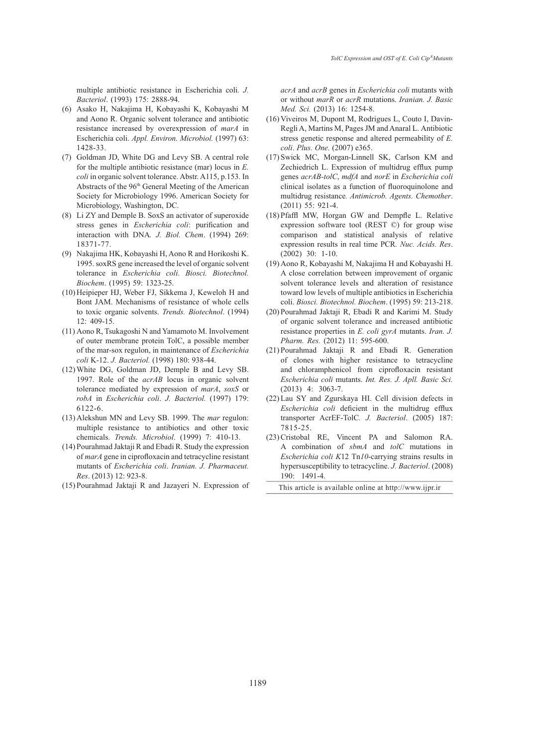multiple antibiotic resistance in Escherichia coli. *J. Bacteriol*. (1993) 175: 2888-94.

(6) Asako H, Nakajima H, Kobayashi K, Kobayashi M and Aono R. Organic solvent tolerance and antibiotic resistance increased by overexpression of *marA* in Escherichia coli. *Appl. Environ. Microbiol.* (1997) 63: 1428-33.

(7) Goldman JD, White DG and Levy SB. A central role for the multiple antibiotic resistance (mar) locus in *E. coli* in organic solvent tolerance. Abstr. A115, p.153. In Abstracts of the 96th General Meeting of the American Society for Microbiology 1996. American Society for Microbiology, Washington, DC.

(8) Li ZY and Demple B. SoxS an activator of superoxide stress genes in *Escherichia coli*: purification and interaction with DNA*. J. Biol. Chem*. (1994) 269: 18371-77.

(9) Nakajima HK, Kobayashi H, Aono R and Horikoshi K. 1995. soxRS gene increased the level of organic solvent tolerance in *Escherichia coli*. *Biosci. Biotechnol. Biochem*. (1995) 59: 1323-25.

(10) Heipieper HJ, Weber FJ, Sikkema J, Keweloh H and Bont JAM. Mechanisms of resistance of whole cells to toxic organic solvents. *Trends. Biotechnol*. (1994) 12: 409-15.

(11) Aono R, Tsukagoshi N and Yamamoto M. Involvement of outer membrane protein TolC, a possible member of the mar-sox regulon, in maintenance of *Escherichia coli* K-12. *J. Bacteriol.* (1998) 180: 938-44.

(12) White DG, Goldman JD, Demple B and Levy SB. 1997. Role of the *acrAB* locus in organic solvent tolerance mediated by expression of *marA*, *soxS* or *robA* in *Escherichia coli*. *J. Bacteriol.* (1997) 179: 6122-6.

(13) Alekshun MN and Levy SB. 1999. The *mar* regulon: multiple resistance to antibiotics and other toxic chemicals. *Trends. Microbiol*. (1999) 7: 410-13.

(14) Pourahmad Jaktaji R and Ebadi R. Study the expression of *marA* gene in ciprofloxacin and tetracycline resistant mutants of *Escherichia coli*. *Iranian. J. Pharmaceut. Res*. (2013) 12: 923-8.

(15) Pourahmad Jaktaji R and Jazayeri N. Expression of *acrA* and *acrB* genes in *Escherichia coli* mutants with or without *marR* or *acrR* mutations. *Iranian. J. Basic Med. Sci.* (2013) 16: 1254-8.

(16) Viveiros M, Dupont M, Rodrigues L, Couto I, Davin-Regli A, Martins M, Pages JM and Anaral L. Antibiotic stress genetic response and altered permeability of *E. coli*. *Plus. One.* (2007) e365.

(17) Swick MC, Morgan-Linnell SK, Carlson KM and Zechiedrich L. Expression of multidrug efflux pump genes *acrAB-tolC*, *mdfA* and *norE* in *Escherichia coli* clinical isolates as a function of fluoroquinolone and multidrug resistance*. Antimicrob. Agents. Chemother*. (2011) 55: 921-4.

(18) Pfaffl MW, Horgan GW and Dempfle L. Relative expression software tool (REST ©) for group wise comparison and statistical analysis of relative expression results in real time PCR*. Nuc. Acids. Res*. (2002) 30: 1-10.

(19) Aono R, Kobayashi M, Nakajima H and Kobayashi H. A close correlation between improvement of organic solvent tolerance levels and alteration of resistance toward low levels of multiple antibiotics in Escherichia coli. *Biosci. Biotechnol. Biochem*. (1995) 59: 213-218.

(20) Pourahmad Jaktaji R, Ebadi R and Karimi M. Study of organic solvent tolerance and increased antibiotic resistance properties in *E. coli gyrA* mutants. *Iran. J. Pharm. Res.* (2012) 11: 595-600.

(21) Pourahmad Jaktaji R and Ebadi R. Generation of clones with higher resistance to tetracycline and chloramphenicol from ciprofloxacin resistant *Escherichia coli* mutants. *Int. Res. J. Apll. Basic Sci.* (2013) 4: 3063-7.

(22) Lau SY and Zgurskaya HI. Cell division defects in *Escherichia coli* deficient in the multidrug efflux transporter AcrEF-TolC*. J. Bacteriol*. (2005) 187: 7815-25.

(23) Cristobal RE, Vincent PA and Salomon RA. A combination of *sbmA* and *tolC* mutations in *Escherichia coli K*12 Tn*10*-carrying strains results in hypersusceptibility to tetracycline. *J. Bacteriol*. (2008) 190: 1491-4.

This article is available online at http://www.ijpr.ir